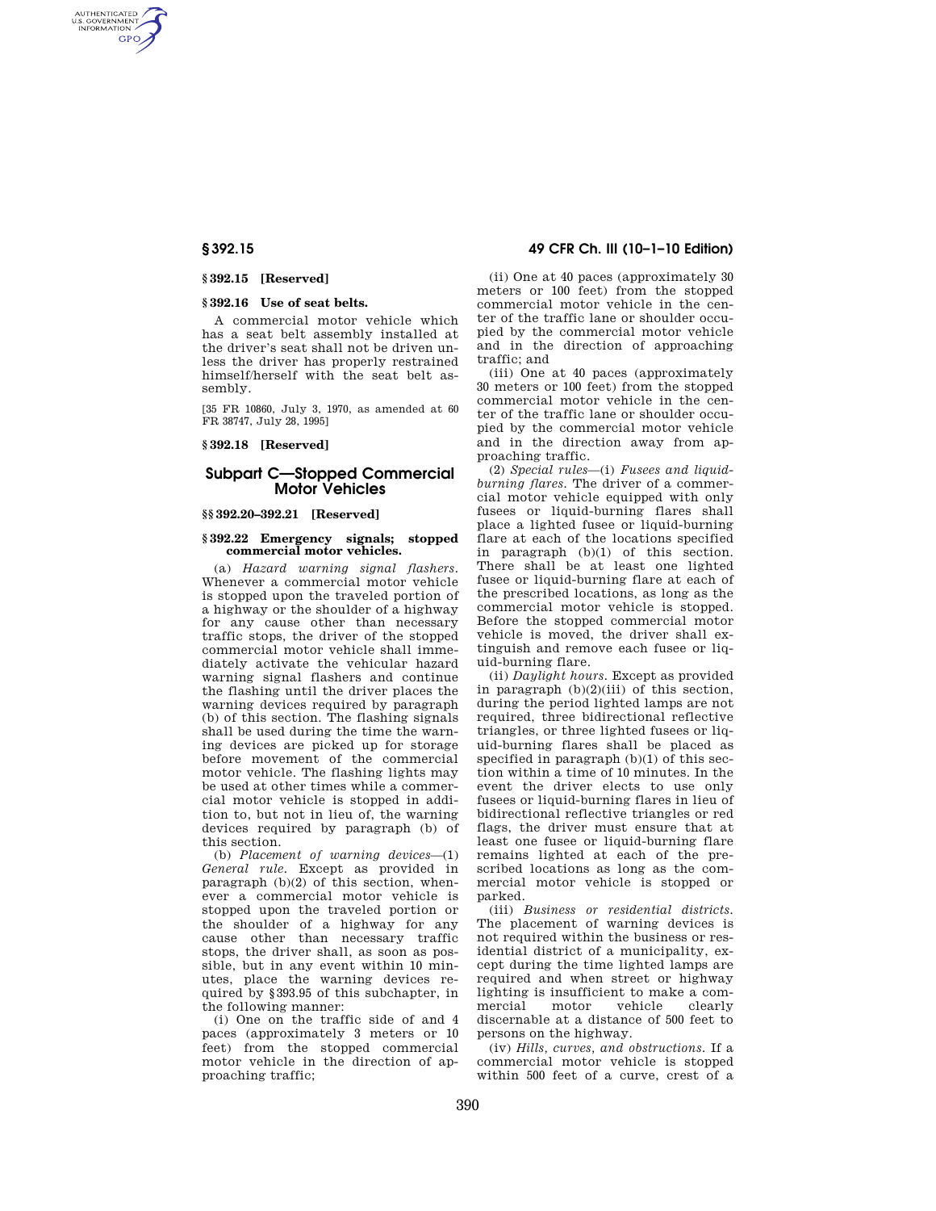### § 392.15 [Reserved]

### § 392.16 Use of seat belts.

A commercial motor vehicle which has a seat belt assembly installed at the driver's seat shall not be driven unless the driver has properly restrained himself/herself with the seat belt assembly.

[35 FR 10860, July 3, 1970, as amended at 60 FR 38747, July 28, 1995]

### § 392.18 [Reserved]

## Subpart C—Stopped Commercial Motor Vehicles

### §§ 392.20–392.21 [Reserved]

### § 392.22 Emergency signals; stopped commercial motor vehicles.

(a) *Hazard warning signal flashers.* Whenever a commercial motor vehicle is stopped upon the traveled portion of a highway or the shoulder of a highway for any cause other than necessary traffic stops, the driver of the stopped commercial motor vehicle shall immediately activate the vehicular hazard warning signal flashers and continue the flashing until the driver places the warning devices required by paragraph (b) of this section. The flashing signals shall be used during the time the warning devices are picked up for storage before movement of the commercial motor vehicle. The flashing lights may be used at other times while a commercial motor vehicle is stopped in addition to, but not in lieu of, the warning devices required by paragraph (b) of this section.

(b) *Placement of warning devices*—(1) *General rule.* Except as provided in paragraph (b)(2) of this section, whenever a commercial motor vehicle is stopped upon the traveled portion or the shoulder of a highway for any cause other than necessary traffic stops, the driver shall, as soon as possible, but in any event within 10 minutes, place the warning devices required by §393.95 of this subchapter, in the following manner:

(i) One on the traffic side of and 4 paces (approximately 3 meters or 10 feet) from the stopped commercial motor vehicle in the direction of approaching traffic;

(ii) One at 40 paces (approximately 30 meters or 100 feet) from the stopped commercial motor vehicle in the center of the traffic lane or shoulder occupied by the commercial motor vehicle and in the direction of approaching traffic; and

(iii) One at 40 paces (approximately 30 meters or 100 feet) from the stopped commercial motor vehicle in the center of the traffic lane or shoulder occupied by the commercial motor vehicle and in the direction away from approaching traffic.

(2) *Special rules*—(i) *Fusees and liquid-burning flares.* The driver of a commercial motor vehicle equipped with only fusees or liquid-burning flares shall place a lighted fusee or liquid-burning flare at each of the locations specified in paragraph (b)(1) of this section. There shall be at least one lighted fusee or liquid-burning flare at each of the prescribed locations, as long as the commercial motor vehicle is stopped. Before the stopped commercial motor vehicle is moved, the driver shall extinguish and remove each fusee or liquid-burning flare.

(ii) *Daylight hours.* Except as provided in paragraph (b)(2)(iii) of this section, during the period lighted lamps are not required, three bidirectional reflective triangles, or three lighted fusees or liquid-burning flares shall be placed as specified in paragraph (b)(1) of this section within a time of 10 minutes. In the event the driver elects to use only fusees or liquid-burning flares in lieu of bidirectional reflective triangles or red flags, the driver must ensure that at least one fusee or liquid-burning flare remains lighted at each of the prescribed locations as long as the commercial motor vehicle is stopped or parked.

(iii) *Business or residential districts.* The placement of warning devices is not required within the business or residential district of a municipality, except during the time lighted lamps are required and when street or highway lighting is insufficient to make a commercial motor vehicle clearly discernable at a distance of 500 feet to persons on the highway.

(iv) *Hills, curves, and obstructions.* If a commercial motor vehicle is stopped within 500 feet of a curve, crest of a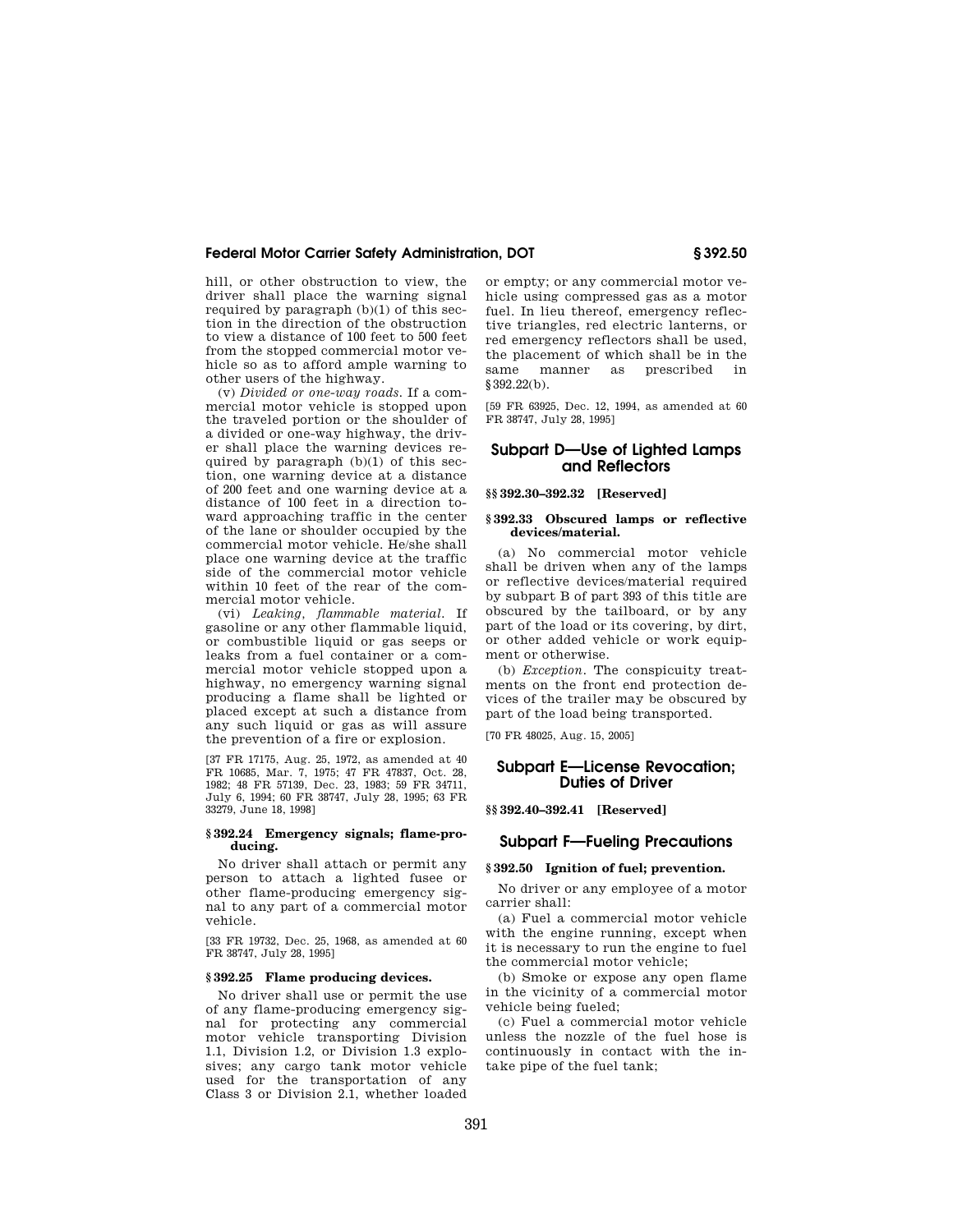hill, or other obstruction to view, the driver shall place the warning signal required by paragraph (b)(1) of this section in the direction of the obstruction to view a distance of 100 feet to 500 feet from the stopped commercial motor vehicle so as to afford ample warning to other users of the highway.

(v) *Divided or one-way roads.* If a commercial motor vehicle is stopped upon the traveled portion or the shoulder of a divided or one-way highway, the driver shall place the warning devices required by paragraph (b)(1) of this section, one warning device at a distance of 200 feet and one warning device at a distance of 100 feet in a direction toward approaching traffic in the center of the lane or shoulder occupied by the commercial motor vehicle. He/she shall place one warning device at the traffic side of the commercial motor vehicle within 10 feet of the rear of the commercial motor vehicle.

(vi) *Leaking, flammable material.* If gasoline or any other flammable liquid, or combustible liquid or gas seeps or leaks from a fuel container or a commercial motor vehicle stopped upon a highway, no emergency warning signal producing a flame shall be lighted or placed except at such a distance from any such liquid or gas as will assure the prevention of a fire or explosion.

[37 FR 17175, Aug. 25, 1972, as amended at 40 FR 10685, Mar. 7, 1975; 47 FR 47837, Oct. 28, 1982; 48 FR 57139, Dec. 23, 1983; 59 FR 34711, July 6, 1994; 60 FR 38747, July 28, 1995; 63 FR 33279, June 18, 1998]

#### § 392.24 Emergency signals; flame-producing.

No driver shall attach or permit any person to attach a lighted fusee or other flame-producing emergency signal to any part of a commercial motor vehicle.

[33 FR 19732, Dec. 25, 1968, as amended at 60 FR 38747, July 28, 1995]

#### § 392.25 Flame producing devices.

No driver shall use or permit the use of any flame-producing emergency signal for protecting any commercial motor vehicle transporting Division 1.1, Division 1.2, or Division 1.3 explosives; any cargo tank motor vehicle used for the transportation of any Class 3 or Division 2.1, whether loaded or empty; or any commercial motor vehicle using compressed gas as a motor fuel. In lieu thereof, emergency reflective triangles, red electric lanterns, or red emergency reflectors shall be used, the placement of which shall be in the same manner as prescribed in §392.22(b).

[59 FR 63925, Dec. 12, 1994, as amended at 60 FR 38747, July 28, 1995]

## Subpart D—Use of Lighted Lamps and Reflectors

#### §§ 392.30–392.32 [Reserved]

#### § 392.33 Obscured lamps or reflective devices/material.

(a) No commercial motor vehicle shall be driven when any of the lamps or reflective devices/material required by subpart B of part 393 of this title are obscured by the tailboard, or by any part of the load or its covering, by dirt, or other added vehicle or work equipment or otherwise.

(b) *Exception.* The conspicuity treatments on the front end protection devices of the trailer may be obscured by part of the load being transported.

[70 FR 48025, Aug. 15, 2005]

## Subpart E—License Revocation; Duties of Driver

#### §§ 392.40–392.41 [Reserved]

## Subpart F—Fueling Precautions

#### § 392.50 Ignition of fuel; prevention.

No driver or any employee of a motor carrier shall:

(a) Fuel a commercial motor vehicle with the engine running, except when it is necessary to run the engine to fuel the commercial motor vehicle;

(b) Smoke or expose any open flame in the vicinity of a commercial motor vehicle being fueled;

(c) Fuel a commercial motor vehicle unless the nozzle of the fuel hose is continuously in contact with the intake pipe of the fuel tank;